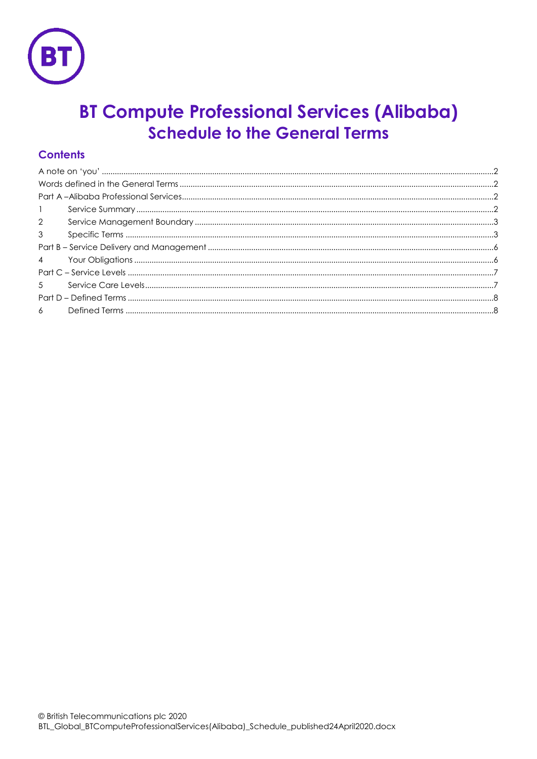# BT Compute Professional Services (Alibaba)
## Schedule to the General Terms

### Contents

A note on 'you' .....2
Words defined in the General Terms .....2
Part A –Alibaba Professional Services .....2
1 Service Summary .....2
2 Service Management Boundary .....3
3 Specific Terms .....3
Part B – Service Delivery and Management .....6
4 Your Obligations .....6
Part C – Service Levels .....7
5 Service Care Levels .....7
Part D – Defined Terms .....8
6 Defined Terms .....8

© British Telecommunications plc 2020
BTL_Global_BTComputeProfessionalServices(Alibaba)_Schedule_published24April2020.docx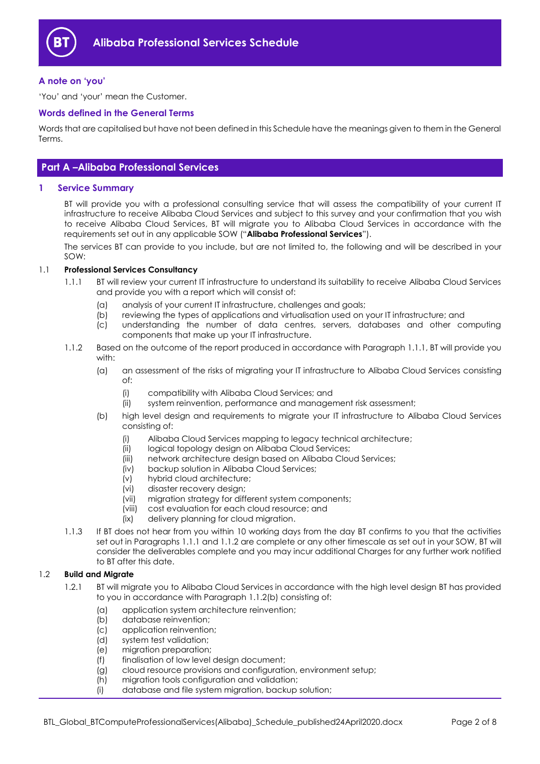## A note on 'you'

'You' and 'your' mean the Customer.

## Words defined in the General Terms

Words that are capitalised but have not been defined in this Schedule have the meanings given to them in the General Terms.

# Part A –Alibaba Professional Services

## 1 Service Summary

BT will provide you with a professional consulting service that will assess the compatibility of your current IT infrastructure to receive Alibaba Cloud Services and subject to this survey and your confirmation that you wish to receive Alibaba Cloud Services, BT will migrate you to Alibaba Cloud Services in accordance with the requirements set out in any applicable SOW ("**Alibaba Professional Services**").

The services BT can provide to you include, but are not limited to, the following and will be described in your SOW:

1.1 **Professional Services Consultancy**

1.1.1 BT will review your current IT infrastructure to understand its suitability to receive Alibaba Cloud Services and provide you with a report which will consist of:

(a) analysis of your current IT infrastructure, challenges and goals;

(b) reviewing the types of applications and virtualisation used on your IT infrastructure; and

(c) understanding the number of data centres, servers, databases and other computing components that make up your IT infrastructure.

1.1.2 Based on the outcome of the report produced in accordance with Paragraph 1.1.1, BT will provide you with:

(a) an assessment of the risks of migrating your IT infrastructure to Alibaba Cloud Services consisting of:

(i) compatibility with Alibaba Cloud Services; and

(ii) system reinvention, performance and management risk assessment;

(b) high level design and requirements to migrate your IT infrastructure to Alibaba Cloud Services consisting of:

(i) Alibaba Cloud Services mapping to legacy technical architecture;

(ii) logical topology design on Alibaba Cloud Services;

(iii) network architecture design based on Alibaba Cloud Services;

(iv) backup solution in Alibaba Cloud Services;

(v) hybrid cloud architecture;

(vi) disaster recovery design;

(vii) migration strategy for different system components;

(viii) cost evaluation for each cloud resource; and

(ix) delivery planning for cloud migration.

1.1.3 If BT does not hear from you within 10 working days from the day BT confirms to you that the activities set out in Paragraphs 1.1.1 and 1.1.2 are complete or any other timescale as set out in your SOW, BT will consider the deliverables complete and you may incur additional Charges for any further work notified to BT after this date.

1.2 **Build and Migrate**

1.2.1 BT will migrate you to Alibaba Cloud Services in accordance with the high level design BT has provided to you in accordance with Paragraph 1.1.2(b) consisting of:

(a) application system architecture reinvention;

(b) database reinvention;

(c) application reinvention;

(d) system test validation;

(e) migration preparation;

(f) finalisation of low level design document;

(g) cloud resource provisions and configuration, environment setup;

(h) migration tools configuration and validation;

(i) database and file system migration, backup solution;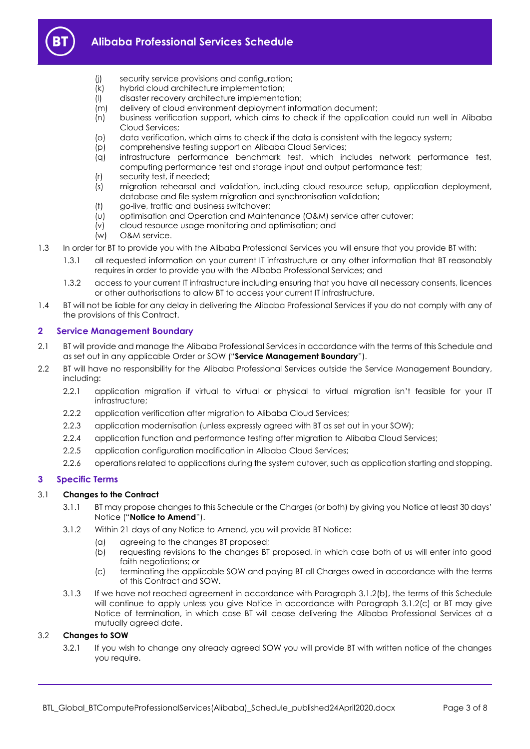(j) security service provisions and configuration;
(k) hybrid cloud architecture implementation;
(l) disaster recovery architecture implementation;
(m) delivery of cloud environment deployment information document;
(n) business verification support, which aims to check if the application could run well in Alibaba Cloud Services;
(o) data verification, which aims to check if the data is consistent with the legacy system;
(p) comprehensive testing support on Alibaba Cloud Services;
(q) infrastructure performance benchmark test, which includes network performance test, computing performance test and storage input and output performance test;
(r) security test, if needed;
(s) migration rehearsal and validation, including cloud resource setup, application deployment, database and file system migration and synchronisation validation;
(t) go-live, traffic and business switchover;
(u) optimisation and Operation and Maintenance (O&M) service after cutover;
(v) cloud resource usage monitoring and optimisation; and
(w) O&M service.

1.3 In order for BT to provide you with the Alibaba Professional Services you will ensure that you provide BT with:

1.3.1 all requested information on your current IT infrastructure or any other information that BT reasonably requires in order to provide you with the Alibaba Professional Services; and

1.3.2 access to your current IT infrastructure including ensuring that you have all necessary consents, licences or other authorisations to allow BT to access your current IT infrastructure.

1.4 BT will not be liable for any delay in delivering the Alibaba Professional Services if you do not comply with any of the provisions of this Contract.

## 2 Service Management Boundary

2.1 BT will provide and manage the Alibaba Professional Services in accordance with the terms of this Schedule and as set out in any applicable Order or SOW ("**Service Management Boundary**").

2.2 BT will have no responsibility for the Alibaba Professional Services outside the Service Management Boundary, including:

2.2.1 application migration if virtual to virtual or physical to virtual migration isn't feasible for your IT infrastructure;

2.2.2 application verification after migration to Alibaba Cloud Services;

2.2.3 application modernisation (unless expressly agreed with BT as set out in your SOW);

2.2.4 application function and performance testing after migration to Alibaba Cloud Services;

2.2.5 application configuration modification in Alibaba Cloud Services;

2.2.6 operations related to applications during the system cutover, such as application starting and stopping.

## 3 Specific Terms

### 3.1 Changes to the Contract

3.1.1 BT may propose changes to this Schedule or the Charges (or both) by giving you Notice at least 30 days' Notice ("**Notice to Amend**").

3.1.2 Within 21 days of any Notice to Amend, you will provide BT Notice:

(a) agreeing to the changes BT proposed;
(b) requesting revisions to the changes BT proposed, in which case both of us will enter into good faith negotiations; or
(c) terminating the applicable SOW and paying BT all Charges owed in accordance with the terms of this Contract and SOW.

3.1.3 If we have not reached agreement in accordance with Paragraph 3.1.2(b), the terms of this Schedule will continue to apply unless you give Notice in accordance with Paragraph 3.1.2(c) or BT may give Notice of termination, in which case BT will cease delivering the Alibaba Professional Services at a mutually agreed date.

### 3.2 Changes to SOW

3.2.1 If you wish to change any already agreed SOW you will provide BT with written notice of the changes you require.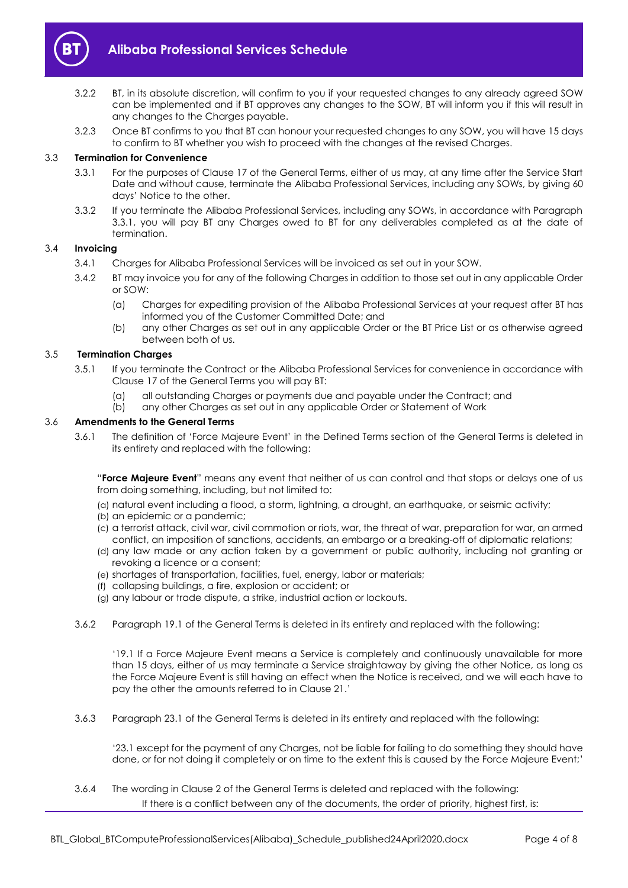3.2.2 BT, in its absolute discretion, will confirm to you if your requested changes to any already agreed SOW can be implemented and if BT approves any changes to the SOW, BT will inform you if this will result in any changes to the Charges payable.

3.2.3 Once BT confirms to you that BT can honour your requested changes to any SOW, you will have 15 days to confirm to BT whether you wish to proceed with the changes at the revised Charges.

### 3.3 Termination for Convenience

3.3.1 For the purposes of Clause 17 of the General Terms, either of us may, at any time after the Service Start Date and without cause, terminate the Alibaba Professional Services, including any SOWs, by giving 60 days' Notice to the other.

3.3.2 If you terminate the Alibaba Professional Services, including any SOWs, in accordance with Paragraph 3.3.1, you will pay BT any Charges owed to BT for any deliverables completed as at the date of termination.

### 3.4 Invoicing

3.4.1 Charges for Alibaba Professional Services will be invoiced as set out in your SOW.

3.4.2 BT may invoice you for any of the following Charges in addition to those set out in any applicable Order or SOW:

(a) Charges for expediting provision of the Alibaba Professional Services at your request after BT has informed you of the Customer Committed Date; and

(b) any other Charges as set out in any applicable Order or the BT Price List or as otherwise agreed between both of us.

### 3.5 Termination Charges

3.5.1 If you terminate the Contract or the Alibaba Professional Services for convenience in accordance with Clause 17 of the General Terms you will pay BT:

(a) all outstanding Charges or payments due and payable under the Contract; and

(b) any other Charges as set out in any applicable Order or Statement of Work

### 3.6 Amendments to the General Terms

3.6.1 The definition of 'Force Majeure Event' in the Defined Terms section of the General Terms is deleted in its entirety and replaced with the following:

"**Force Majeure Event**" means any event that neither of us can control and that stops or delays one of us from doing something, including, but not limited to:

(a) natural event including a flood, a storm, lightning, a drought, an earthquake, or seismic activity;
(b) an epidemic or a pandemic;
(c) a terrorist attack, civil war, civil commotion or riots, war, the threat of war, preparation for war, an armed conflict, an imposition of sanctions, accidents, an embargo or a breaking-off of diplomatic relations;
(d) any law made or any action taken by a government or public authority, including not granting or revoking a licence or a consent;
(e) shortages of transportation, facilities, fuel, energy, labor or materials;
(f) collapsing buildings, a fire, explosion or accident; or
(g) any labour or trade dispute, a strike, industrial action or lockouts.

3.6.2 Paragraph 19.1 of the General Terms is deleted in its entirety and replaced with the following:

'19.1 If a Force Majeure Event means a Service is completely and continuously unavailable for more than 15 days, either of us may terminate a Service straightaway by giving the other Notice, as long as the Force Majeure Event is still having an effect when the Notice is received, and we will each have to pay the other the amounts referred to in Clause 21.'

3.6.3 Paragraph 23.1 of the General Terms is deleted in its entirety and replaced with the following:

'23.1 except for the payment of any Charges, not be liable for failing to do something they should have done, or for not doing it completely or on time to the extent this is caused by the Force Majeure Event;'

3.6.4 The wording in Clause 2 of the General Terms is deleted and replaced with the following:

If there is a conflict between any of the documents, the order of priority, highest first, is: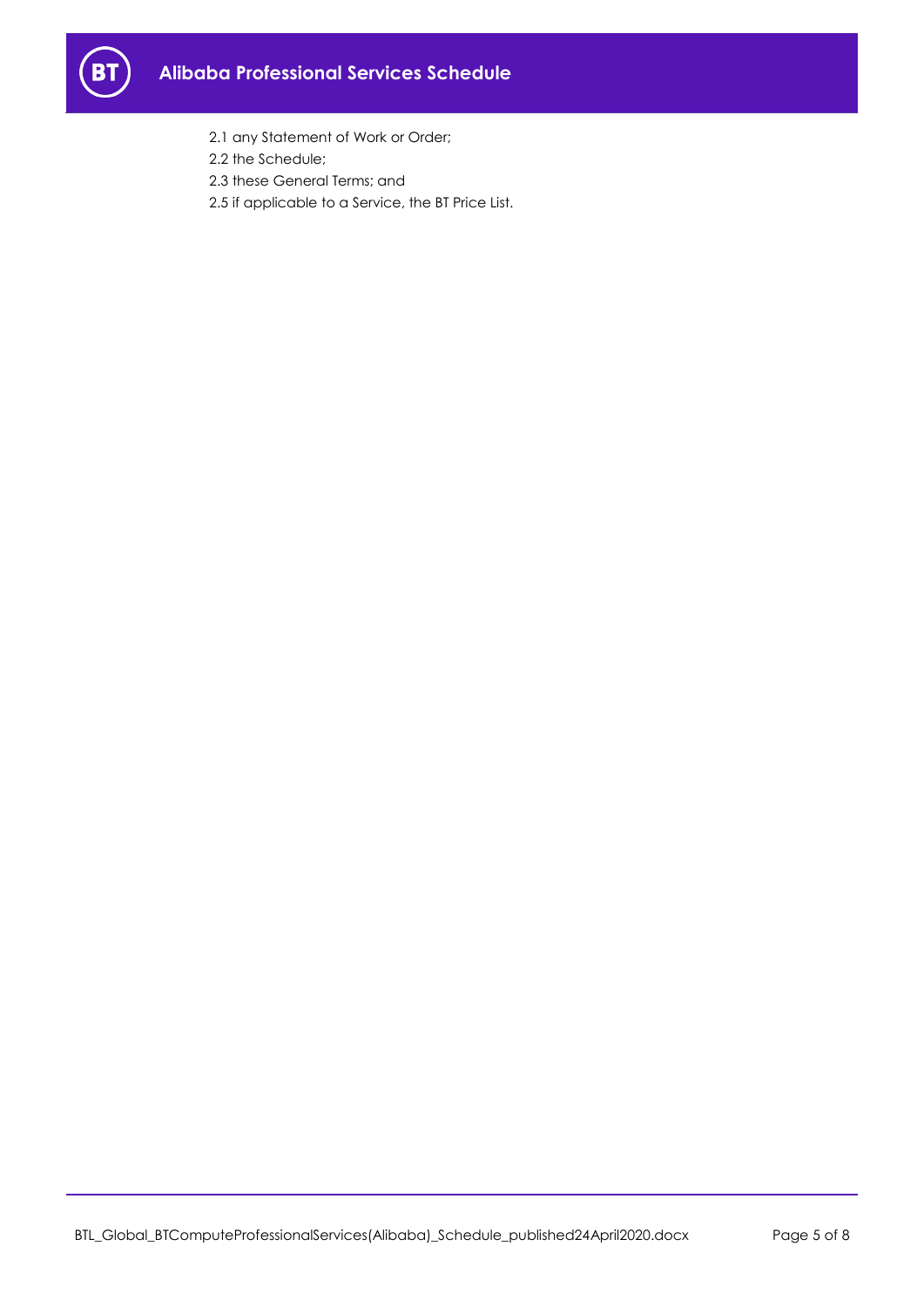2.1 any Statement of Work or Order;

2.2 the Schedule;

2.3 these General Terms; and

2.5 if applicable to a Service, the BT Price List.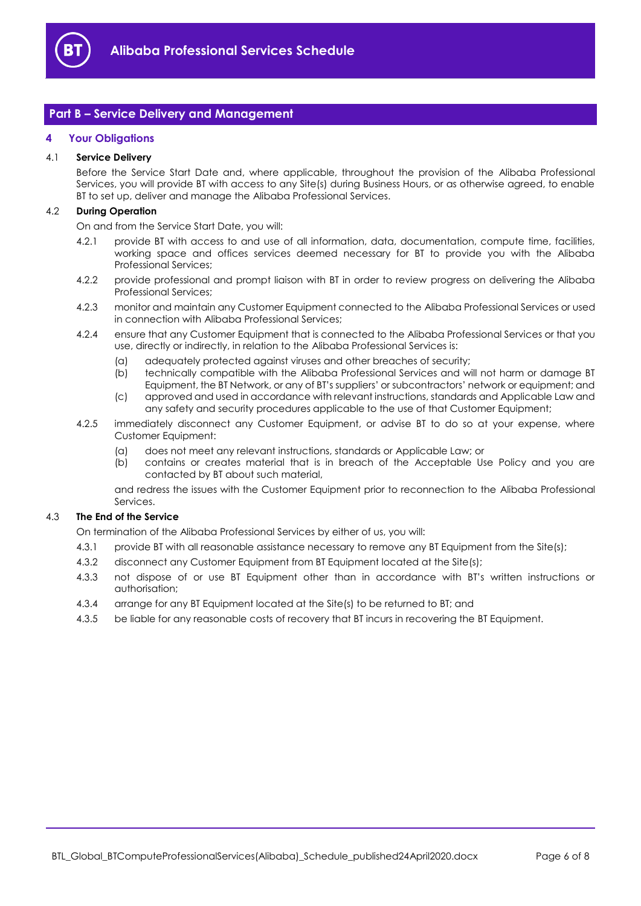## Part B – Service Delivery and Management

### 4 Your Obligations

4.1 **Service Delivery**

Before the Service Start Date and, where applicable, throughout the provision of the Alibaba Professional Services, you will provide BT with access to any Site(s) during Business Hours, or as otherwise agreed, to enable BT to set up, deliver and manage the Alibaba Professional Services.

4.2 **During Operation**

On and from the Service Start Date, you will:

4.2.1 provide BT with access to and use of all information, data, documentation, compute time, facilities, working space and offices services deemed necessary for BT to provide you with the Alibaba Professional Services;

4.2.2 provide professional and prompt liaison with BT in order to review progress on delivering the Alibaba Professional Services;

4.2.3 monitor and maintain any Customer Equipment connected to the Alibaba Professional Services or used in connection with Alibaba Professional Services;

4.2.4 ensure that any Customer Equipment that is connected to the Alibaba Professional Services or that you use, directly or indirectly, in relation to the Alibaba Professional Services is:

(a) adequately protected against viruses and other breaches of security;

(b) technically compatible with the Alibaba Professional Services and will not harm or damage BT Equipment, the BT Network, or any of BT's suppliers' or subcontractors' network or equipment; and

(c) approved and used in accordance with relevant instructions, standards and Applicable Law and any safety and security procedures applicable to the use of that Customer Equipment;

4.2.5 immediately disconnect any Customer Equipment, or advise BT to do so at your expense, where Customer Equipment:

(a) does not meet any relevant instructions, standards or Applicable Law; or

(b) contains or creates material that is in breach of the Acceptable Use Policy and you are contacted by BT about such material,

and redress the issues with the Customer Equipment prior to reconnection to the Alibaba Professional Services.

4.3 **The End of the Service**

On termination of the Alibaba Professional Services by either of us, you will:

4.3.1 provide BT with all reasonable assistance necessary to remove any BT Equipment from the Site(s);

4.3.2 disconnect any Customer Equipment from BT Equipment located at the Site(s);

4.3.3 not dispose of or use BT Equipment other than in accordance with BT's written instructions or authorisation;

4.3.4 arrange for any BT Equipment located at the Site(s) to be returned to BT; and

4.3.5 be liable for any reasonable costs of recovery that BT incurs in recovering the BT Equipment.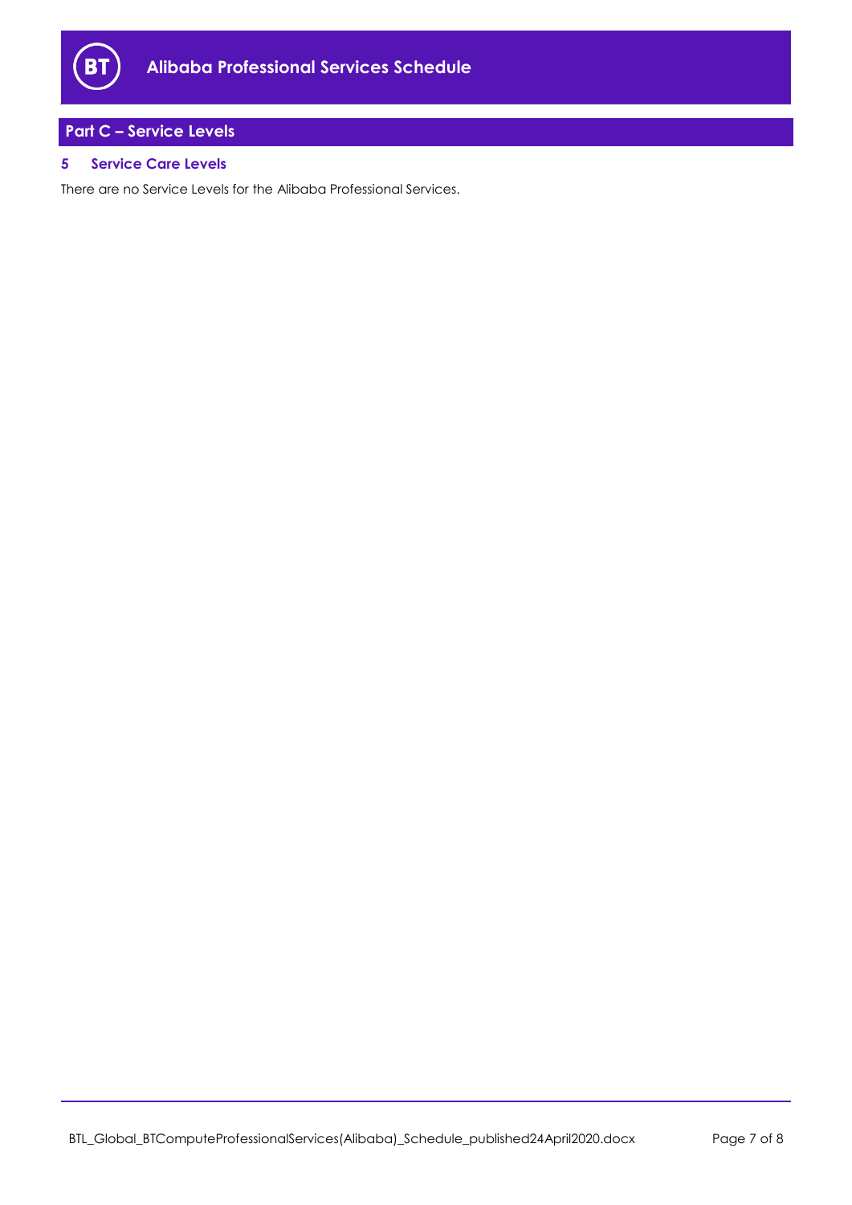## Part C – Service Levels

### 5 Service Care Levels

There are no Service Levels for the Alibaba Professional Services.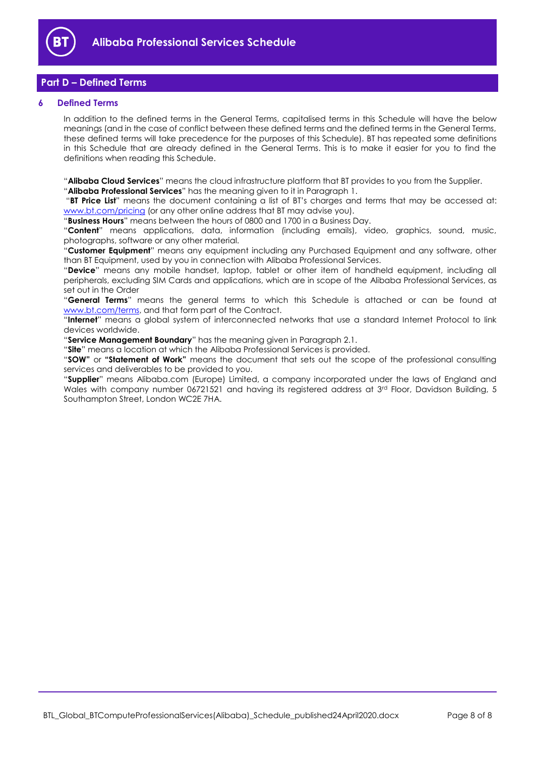## Part D – Defined Terms

### 6 Defined Terms

In addition to the defined terms in the General Terms, capitalised terms in this Schedule will have the below meanings (and in the case of conflict between these defined terms and the defined terms in the General Terms, these defined terms will take precedence for the purposes of this Schedule). BT has repeated some definitions in this Schedule that are already defined in the General Terms. This is to make it easier for you to find the definitions when reading this Schedule.

"**Alibaba Cloud Services**" means the cloud infrastructure platform that BT provides to you from the Supplier.

"**Alibaba Professional Services**" has the meaning given to it in Paragraph 1.

"**BT Price List**" means the document containing a list of BT's charges and terms that may be accessed at: www.bt.com/pricing (or any other online address that BT may advise you).

"**Business Hours**" means between the hours of 0800 and 1700 in a Business Day.

"**Content**" means applications, data, information (including emails), video, graphics, sound, music, photographs, software or any other material.

"**Customer Equipment**" means any equipment including any Purchased Equipment and any software, other than BT Equipment, used by you in connection with Alibaba Professional Services.

"**Device**" means any mobile handset, laptop, tablet or other item of handheld equipment, including all peripherals, excluding SIM Cards and applications, which are in scope of the Alibaba Professional Services, as set out in the Order

"**General Terms**" means the general terms to which this Schedule is attached or can be found at www.bt.com/terms, and that form part of the Contract.

"**Internet**" means a global system of interconnected networks that use a standard Internet Protocol to link devices worldwide.

"**Service Management Boundary**" has the meaning given in Paragraph 2.1.

"**Site**" means a location at which the Alibaba Professional Services is provided.

"**SOW"** or **"Statement of Work"** means the document that sets out the scope of the professional consulting services and deliverables to be provided to you.

"**Supplier**" means Alibaba.com (Europe) Limited, a company incorporated under the laws of England and Wales with company number 06721521 and having its registered address at 3rd Floor, Davidson Building, 5 Southampton Street, London WC2E 7HA.